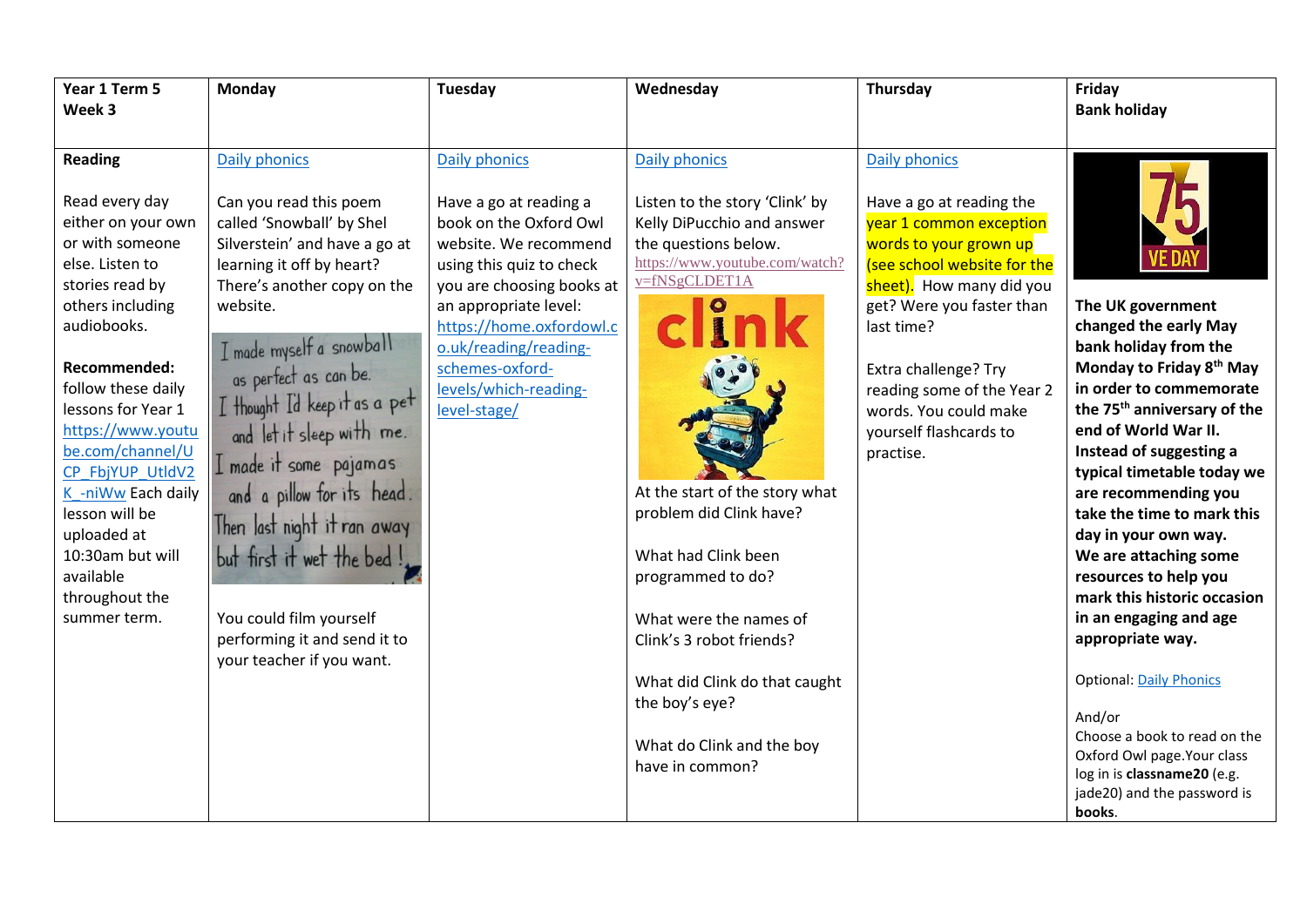| Year 1 Term 5 Week 3 | Monday | Tuesday | Wednesday | Thursday | Friday Bank holiday |
|---|---|---|---|---|---|
| **Reading**<br><br>Read every day either on your own or with someone else. Listen to stories read by others including audiobooks.<br><br>**Recommended:** follow these daily lessons for Year 1 https://www.youtube.com/channel/UCP_FbjYUP_UtldV2K_-niWw Each daily lesson will be uploaded at 10:30am but will available throughout the summer term. | Daily phonics<br><br>Can you read this poem called 'Snowball' by Shel Silverstein' and have a go at learning it off by heart? There's another copy on the website.<br><br>I made myself a snowball as perfect as can be. I thought I'd keep it as a pet and let it sleep with me. I made it some pajamas and a pillow for its head. Then last night it ran away but first it wet the bed!<br><br>You could film yourself performing it and send it to your teacher if you want. | Daily phonics<br><br>Have a go at reading a book on the Oxford Owl website. We recommend using this quiz to check you are choosing books at an appropriate level: https://home.oxfordowl.co.uk/reading/reading-schemes-oxford-levels/which-reading-level-stage/ | Daily phonics<br><br>Listen to the story 'Clink' by Kelly DiPucchio and answer the questions below. https://www.youtube.com/watch?v=fNSgCLDET1A<br><br>At the start of the story what problem did Clink have?<br><br>What had Clink been programmed to do?<br><br>What were the names of Clink's 3 robot friends?<br><br>What did Clink do that caught the boy's eye?<br><br>What do Clink and the boy have in common? | Daily phonics<br><br>Have a go at reading the year 1 common exception words to your grown up (see school website for the sheet). How many did you get? Were you faster than last time?<br><br>Extra challenge? Try reading some of the Year 2 words. You could make yourself flashcards to practise. | 75 VE DAY<br><br>**The UK government changed the early May bank holiday from the Monday to Friday 8th May in order to commemorate the 75th anniversary of the end of World War II. Instead of suggesting a typical timetable today we are recommending you take the time to mark this day in your own way. We are attaching some resources to help you mark this historic occasion in an engaging and age appropriate way.**<br><br>Optional: Daily Phonics<br><br>And/or<br>Choose a book to read on the Oxford Owl page.Your class log in is **classname20** (e.g. jade20) and the password is **books**. |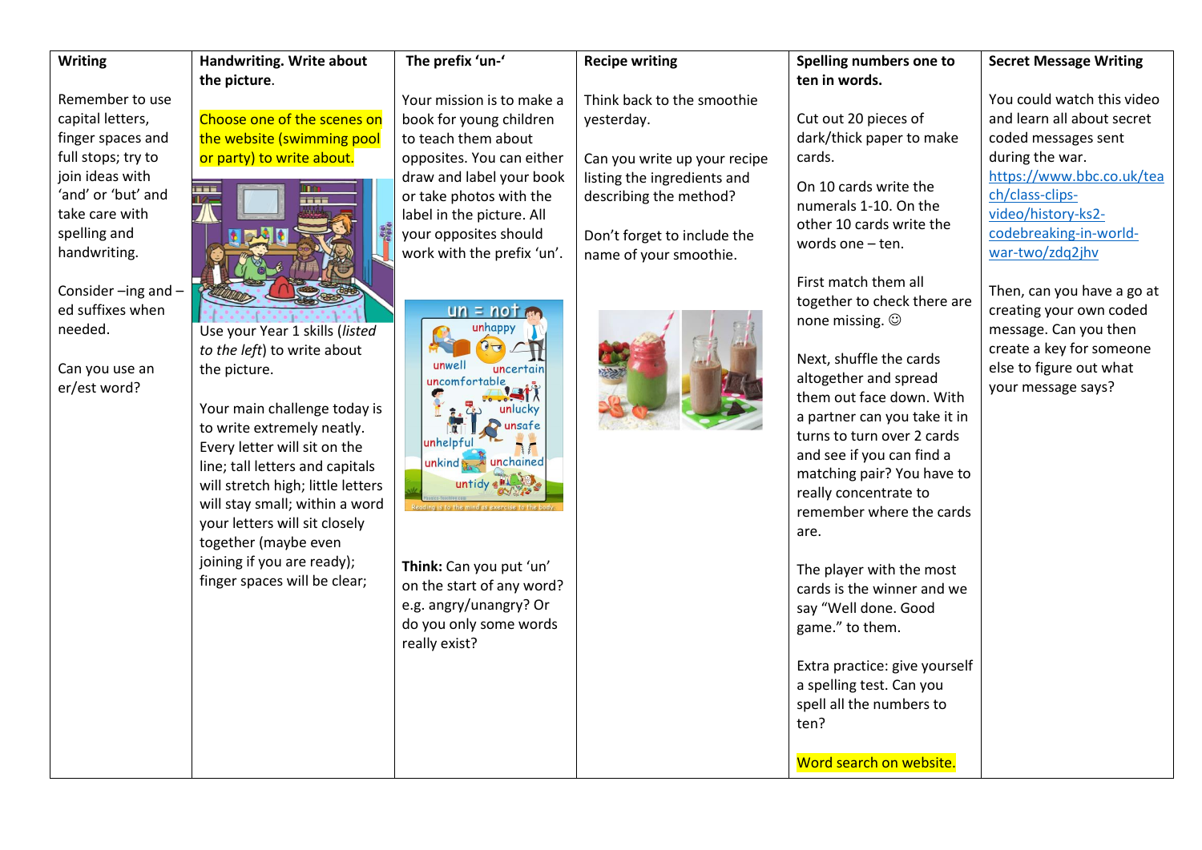| Writing | Handwriting. Write about the picture. | The prefix 'un-' | Recipe writing | Spelling numbers one to ten in words. | Secret Message Writing |
|---|---|---|---|---|---|
| Remember to use capital letters, finger spaces and full stops; try to join ideas with 'and' or 'but' and take care with spelling and handwriting.<br><br>Consider –ing and –ed suffixes when needed.<br><br>Can you use an er/est word? | Choose one of the scenes on the website (swimming pool or party) to write about.<br><br>Use your Year 1 skills (*listed to the left*) to write about the picture.<br><br>Your main challenge today is to write extremely neatly. Every letter will sit on the line; tall letters and capitals will stretch high; little letters will stay small; within a word your letters will sit closely together (maybe even joining if you are ready); finger spaces will be clear; | Your mission is to make a book for young children to teach them about opposites. You can either draw and label your book or take photos with the label in the picture. All your opposites should work with the prefix 'un'.<br><br>**Think:** Can you put 'un' on the start of any word? e.g. angry/unangry? Or do you only some words really exist? | Think back to the smoothie yesterday.<br><br>Can you write up your recipe listing the ingredients and describing the method?<br><br>Don't forget to include the name of your smoothie. | Cut out 20 pieces of dark/thick paper to make cards.<br><br>On 10 cards write the numerals 1-10. On the other 10 cards write the words one – ten.<br><br>First match them all together to check there are none missing. ☺<br><br>Next, shuffle the cards altogether and spread them out face down. With a partner can you take it in turns to turn over 2 cards and see if you can find a matching pair? You have to really concentrate to remember where the cards are.<br><br>The player with the most cards is the winner and we say "Well done. Good game." to them.<br><br>Extra practice: give yourself a spelling test. Can you spell all the numbers to ten?<br><br>Word search on website. | You could watch this video and learn all about secret coded messages sent during the war.<br>https://www.bbc.co.uk/teach/class-clips-video/history-ks2-codebreaking-in-world-war-two/zdq2jhv<br><br>Then, can you have a go at creating your own coded message. Can you then create a key for someone else to figure out what your message says? |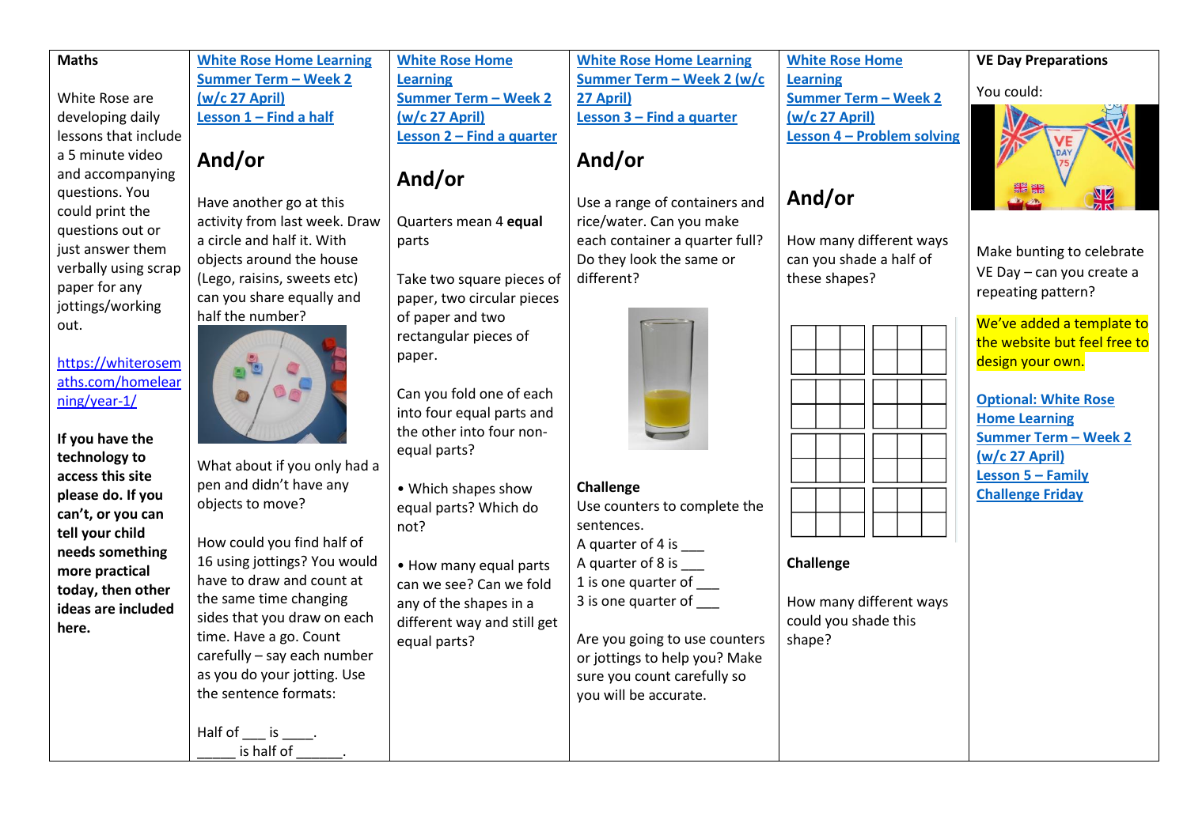| Maths | [White Rose Home Learning Summer Term – Week 2 (w/c 27 April) Lesson 1 – Find a half] | [White Rose Home Learning Summer Term – Week 2 (w/c 27 April) Lesson 2 – Find a quarter] | [White Rose Home Learning Summer Term – Week 2 (w/c 27 April) Lesson 3 – Find a quarter] | [White Rose Home Learning Summer Term – Week 2 (w/c 27 April) Lesson 4 – Problem solving] | VE Day Preparations |
|---|---|---|---|---|---|
| White Rose are developing daily lessons that include a 5 minute video and accompanying questions. You could print the questions out or just answer them verbally using scrap paper for any jottings/working out.<br><br>https://whiterosemaths.com/homelearning/year-1/<br><br>**If you have the technology to access this site please do. If you can't, or you can tell your child needs something more practical today, then other ideas are included here.** | **And/or**<br><br>Have another go at this activity from last week. Draw a circle and half it. With objects around the house (Lego, raisins, sweets etc) can you share equally and half the number?<br><br>What about if you only had a pen and didn't have any objects to move?<br><br>How could you find half of 16 using jottings? You would have to draw and count at the same time changing sides that you draw on each time. Have a go. Count carefully – say each number as you do your jotting. Use the sentence formats:<br><br>Half of ___ is ____.<br>_____ is half of ______. | **And/or**<br><br>Quarters mean 4 **equal** parts<br><br>Take two square pieces of paper, two circular pieces of paper and two rectangular pieces of paper.<br><br>Can you fold one of each into four equal parts and the other into four non-equal parts?<br><br>• Which shapes show equal parts? Which do not?<br><br>• How many equal parts can we see? Can we fold any of the shapes in a different way and still get equal parts? | **And/or**<br><br>Use a range of containers and rice/water. Can you make each container a quarter full? Do they look the same or different?<br><br>**Challenge**<br>Use counters to complete the sentences.<br>A quarter of 4 is ___<br>A quarter of 8 is ___<br>1 is one quarter of ___<br>3 is one quarter of ___<br><br>Are you going to use counters or jottings to help you? Make sure you count carefully so you will be accurate. | **And/or**<br><br>How many different ways can you shade a half of these shapes?<br><br>**Challenge**<br><br>How many different ways could you shade this shape? | You could:<br><br>Make bunting to celebrate VE Day – can you create a repeating pattern?<br><br>We've added a template to the website but feel free to design your own.<br><br>[Optional: White Rose Home Learning Summer Term – Week 2 (w/c 27 April) Lesson 5 – Family Challenge Friday] |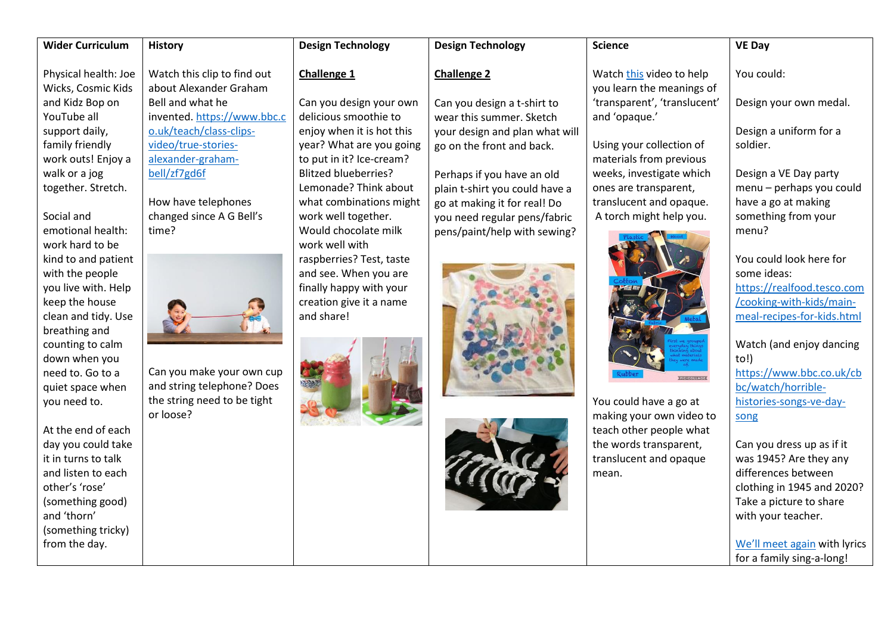| Wider Curriculum | History | Design Technology | Design Technology | Science | VE Day |
|---|---|---|---|---|---|
| Physical health: Joe Wicks, Cosmic Kids and Kidz Bop on YouTube all support daily, family friendly work outs! Enjoy a walk or a jog together. Stretch.<br><br>Social and emotional health: work hard to be kind to and patient with the people you live with. Help keep the house clean and tidy. Use breathing and counting to calm down when you need to. Go to a quiet space when you need to.<br><br>At the end of each day you could take it in turns to talk and listen to each other's 'rose' (something good) and 'thorn' (something tricky) from the day. | Watch this clip to find out about Alexander Graham Bell and what he invented. https://www.bbc.co.uk/teach/class-clips-video/true-stories-alexander-graham-bell/zf7gd6f<br><br>How have telephones changed since A G Bell's time?<br><br>Can you make your own cup and string telephone? Does the string need to be tight or loose? | **Challenge 1**<br><br>Can you design your own delicious smoothie to enjoy when it is hot this year? What are you going to put in it? Ice-cream? Blitzed blueberries? Lemonade? Think about what combinations might work well together. Would chocolate milk work well with raspberries? Test, taste and see. When you are finally happy with your creation give it a name and share! | **Challenge 2**<br><br>Can you design a t-shirt to wear this summer. Sketch your design and plan what will go on the front and back.<br><br>Perhaps if you have an old plain t-shirt you could have a go at making it for real! Do you need regular pens/fabric pens/paint/help with sewing? | Watch this video to help you learn the meanings of 'transparent', 'translucent' and 'opaque.'<br><br>Using your collection of materials from previous weeks, investigate which ones are transparent, translucent and opaque. A torch might help you.<br><br>You could have a go at making your own video to teach other people what the words transparent, translucent and opaque mean. | You could:<br><br>Design your own medal.<br><br>Design a uniform for a soldier.<br><br>Design a VE Day party menu – perhaps you could have a go at making something from your menu?<br><br>You could look here for some ideas: https://realfood.tesco.com/cooking-with-kids/main-meal-recipes-for-kids.html<br><br>Watch (and enjoy dancing to!) https://www.bbc.co.uk/cbbc/watch/horrible-histories-songs-ve-day-song<br><br>Can you dress up as if it was 1945? Are they any differences between clothing in 1945 and 2020? Take a picture to share with your teacher.<br><br>We'll meet again with lyrics for a family sing-a-long! |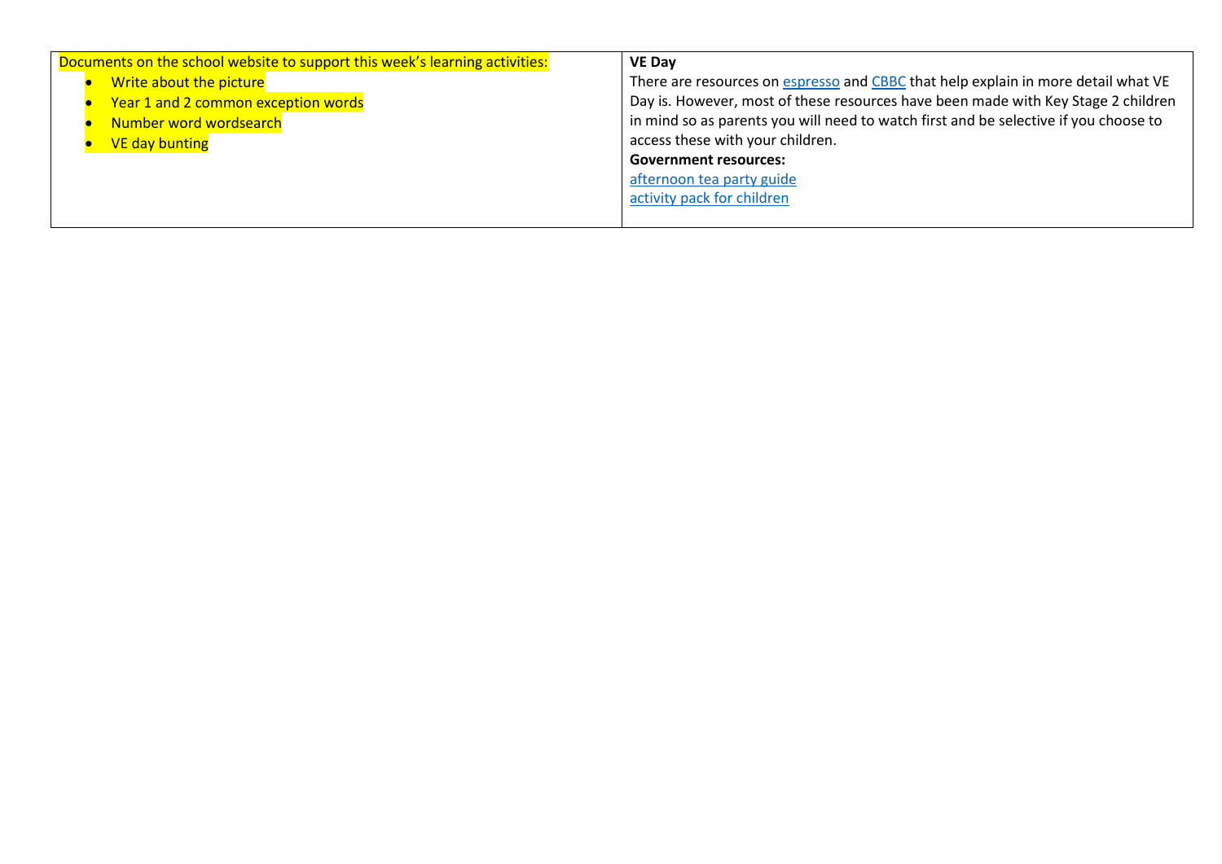| | |
|---|---|
| Documents on the school website to support this week's learning activities:<br>• Write about the picture<br>• Year 1 and 2 common exception words<br>• Number word wordsearch<br>• VE day bunting | **VE Day**<br>There are resources on espresso and CBBC that help explain in more detail what VE Day is. However, most of these resources have been made with Key Stage 2 children in mind so as parents you will need to watch first and be selective if you choose to access these with your children.<br>**Government resources:**<br>afternoon tea party guide<br>activity pack for children |